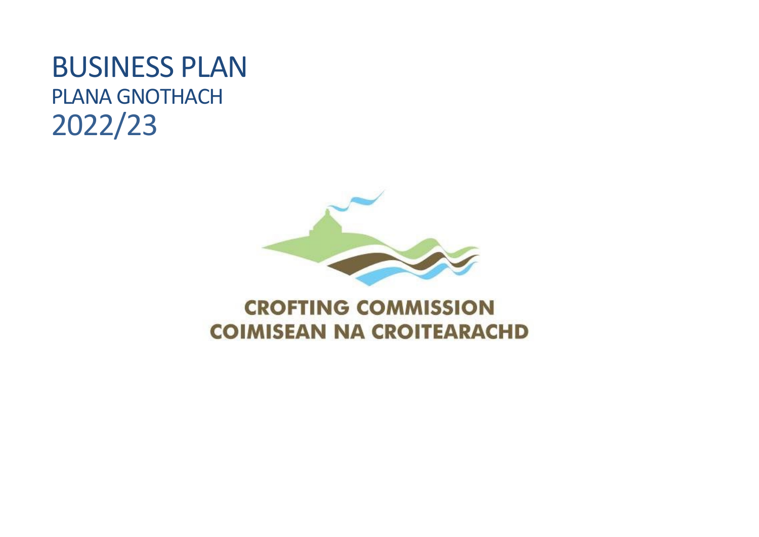# BUSINESS PLAN

## PLANA GNOTHACH

## 2022/23

CROFTING COMMISSION

COIMISEAN NA CROITEARACHD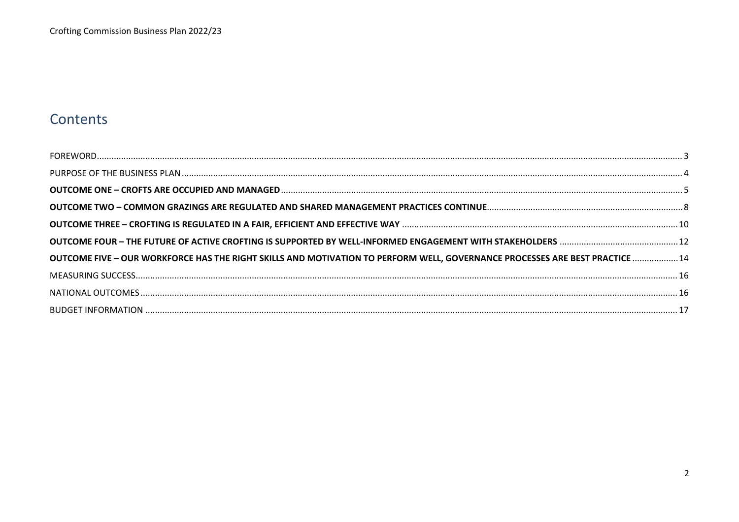# Contents

FOREWORD ........ 3

PURPOSE OF THE BUSINESS PLAN ........ 4

**OUTCOME ONE – CROFTS ARE OCCUPIED AND MANAGED** ........ 5

**OUTCOME TWO – COMMON GRAZINGS ARE REGULATED AND SHARED MANAGEMENT PRACTICES CONTINUE** ........ 8

**OUTCOME THREE – CROFTING IS REGULATED IN A FAIR, EFFICIENT AND EFFECTIVE WAY** ........ 10

**OUTCOME FOUR – THE FUTURE OF ACTIVE CROFTING IS SUPPORTED BY WELL-INFORMED ENGAGEMENT WITH STAKEHOLDERS** ........ 12

**OUTCOME FIVE – OUR WORKFORCE HAS THE RIGHT SKILLS AND MOTIVATION TO PERFORM WELL, GOVERNANCE PROCESSES ARE BEST PRACTICE** ........ 14

MEASURING SUCCESS ........ 16

NATIONAL OUTCOMES ........ 16

BUDGET INFORMATION ........ 17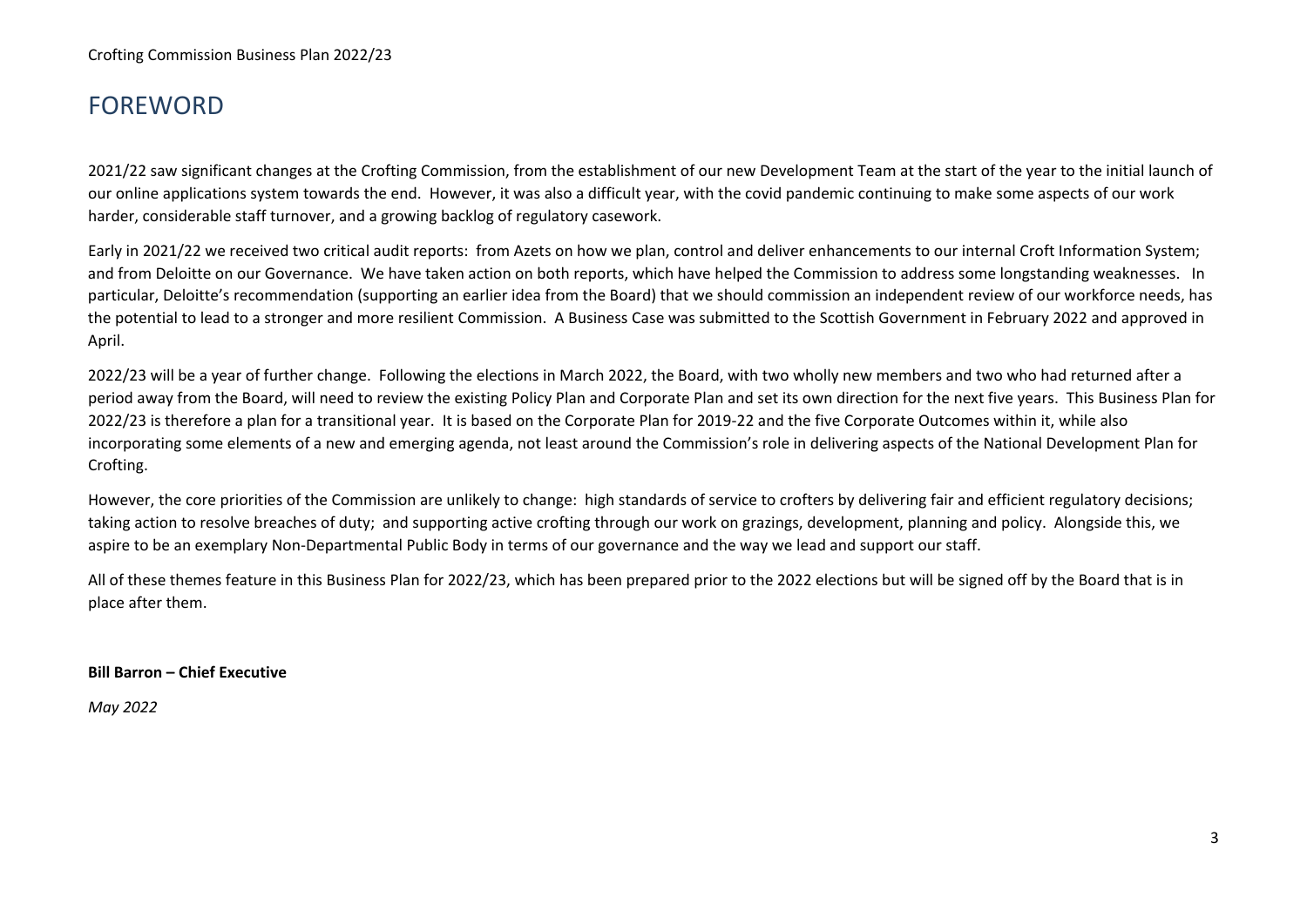# FOREWORD

2021/22 saw significant changes at the Crofting Commission, from the establishment of our new Development Team at the start of the year to the initial launch of our online applications system towards the end. However, it was also a difficult year, with the covid pandemic continuing to make some aspects of our work harder, considerable staff turnover, and a growing backlog of regulatory casework.

Early in 2021/22 we received two critical audit reports: from Azets on how we plan, control and deliver enhancements to our internal Croft Information System; and from Deloitte on our Governance. We have taken action on both reports, which have helped the Commission to address some longstanding weaknesses. In particular, Deloitte's recommendation (supporting an earlier idea from the Board) that we should commission an independent review of our workforce needs, has the potential to lead to a stronger and more resilient Commission. A Business Case was submitted to the Scottish Government in February 2022 and approved in April.

2022/23 will be a year of further change. Following the elections in March 2022, the Board, with two wholly new members and two who had returned after a period away from the Board, will need to review the existing Policy Plan and Corporate Plan and set its own direction for the next five years. This Business Plan for 2022/23 is therefore a plan for a transitional year. It is based on the Corporate Plan for 2019-22 and the five Corporate Outcomes within it, while also incorporating some elements of a new and emerging agenda, not least around the Commission's role in delivering aspects of the National Development Plan for Crofting.

However, the core priorities of the Commission are unlikely to change: high standards of service to crofters by delivering fair and efficient regulatory decisions; taking action to resolve breaches of duty; and supporting active crofting through our work on grazings, development, planning and policy. Alongside this, we aspire to be an exemplary Non-Departmental Public Body in terms of our governance and the way we lead and support our staff.

All of these themes feature in this Business Plan for 2022/23, which has been prepared prior to the 2022 elections but will be signed off by the Board that is in place after them.

**Bill Barron – Chief Executive**

*May 2022*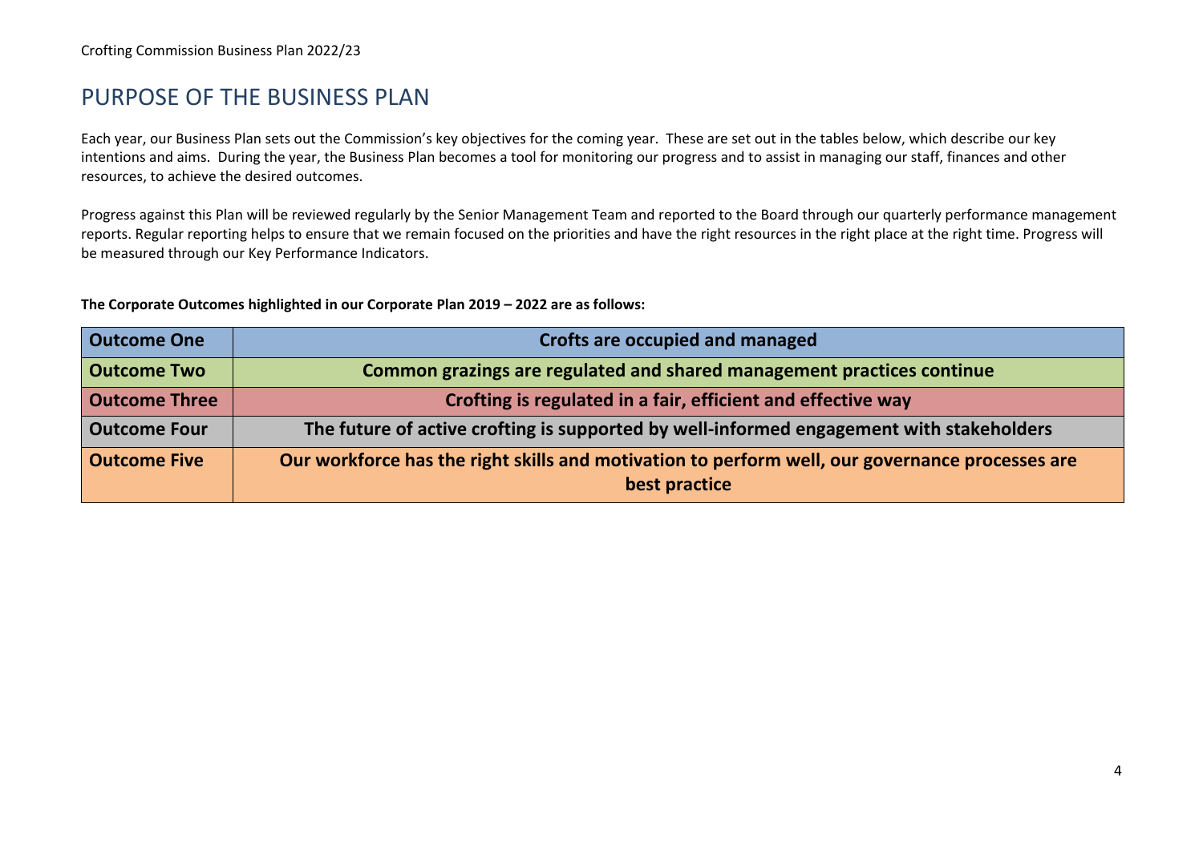# PURPOSE OF THE BUSINESS PLAN

Each year, our Business Plan sets out the Commission's key objectives for the coming year. These are set out in the tables below, which describe our key intentions and aims. During the year, the Business Plan becomes a tool for monitoring our progress and to assist in managing our staff, finances and other resources, to achieve the desired outcomes.

Progress against this Plan will be reviewed regularly by the Senior Management Team and reported to the Board through our quarterly performance management reports. Regular reporting helps to ensure that we remain focused on the priorities and have the right resources in the right place at the right time. Progress will be measured through our Key Performance Indicators.

**The Corporate Outcomes highlighted in our Corporate Plan 2019 – 2022 are as follows:**

| | |
|---|---|
| **Outcome One** | **Crofts are occupied and managed** |
| **Outcome Two** | **Common grazings are regulated and shared management practices continue** |
| **Outcome Three** | **Crofting is regulated in a fair, efficient and effective way** |
| **Outcome Four** | **The future of active crofting is supported by well-informed engagement with stakeholders** |
| **Outcome Five** | **Our workforce has the right skills and motivation to perform well, our governance processes are best practice** |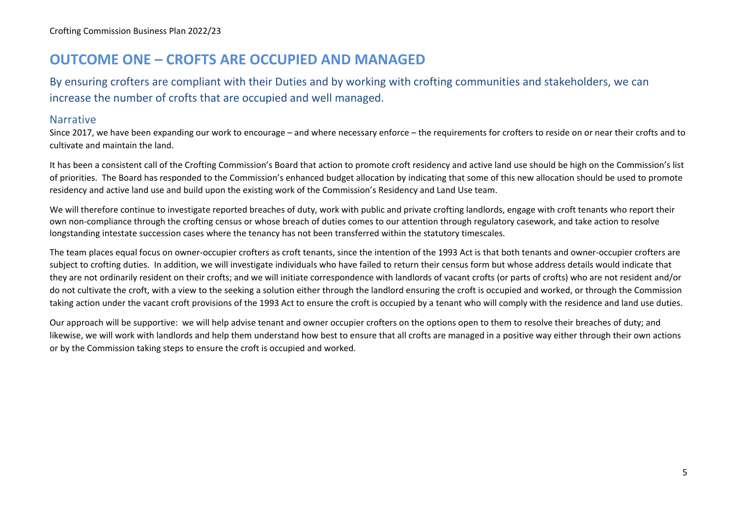# OUTCOME ONE – CROFTS ARE OCCUPIED AND MANAGED

## By ensuring crofters are compliant with their Duties and by working with crofting communities and stakeholders, we can increase the number of crofts that are occupied and well managed.

### Narrative

Since 2017, we have been expanding our work to encourage – and where necessary enforce – the requirements for crofters to reside on or near their crofts and to cultivate and maintain the land.

It has been a consistent call of the Crofting Commission's Board that action to promote croft residency and active land use should be high on the Commission's list of priorities. The Board has responded to the Commission's enhanced budget allocation by indicating that some of this new allocation should be used to promote residency and active land use and build upon the existing work of the Commission's Residency and Land Use team.

We will therefore continue to investigate reported breaches of duty, work with public and private crofting landlords, engage with croft tenants who report their own non-compliance through the crofting census or whose breach of duties comes to our attention through regulatory casework, and take action to resolve longstanding intestate succession cases where the tenancy has not been transferred within the statutory timescales.

The team places equal focus on owner-occupier crofters as croft tenants, since the intention of the 1993 Act is that both tenants and owner-occupier crofters are subject to crofting duties. In addition, we will investigate individuals who have failed to return their census form but whose address details would indicate that they are not ordinarily resident on their crofts; and we will initiate correspondence with landlords of vacant crofts (or parts of crofts) who are not resident and/or do not cultivate the croft, with a view to the seeking a solution either through the landlord ensuring the croft is occupied and worked, or through the Commission taking action under the vacant croft provisions of the 1993 Act to ensure the croft is occupied by a tenant who will comply with the residence and land use duties.

Our approach will be supportive: we will help advise tenant and owner occupier crofters on the options open to them to resolve their breaches of duty; and likewise, we will work with landlords and help them understand how best to ensure that all crofts are managed in a positive way either through their own actions or by the Commission taking steps to ensure the croft is occupied and worked.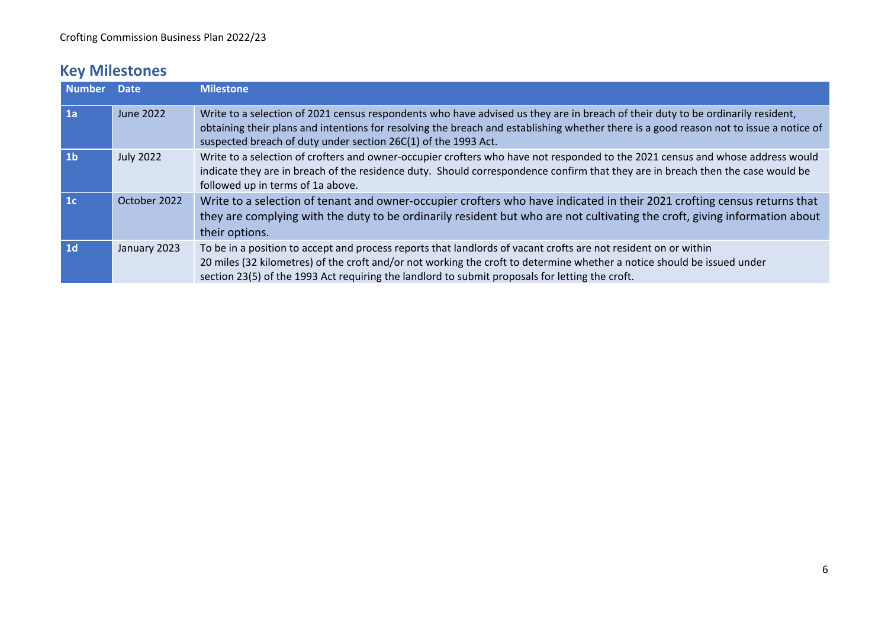## Key Milestones

| Number | Date | Milestone |
|---|---|---|
| 1a | June 2022 | Write to a selection of 2021 census respondents who have advised us they are in breach of their duty to be ordinarily resident, obtaining their plans and intentions for resolving the breach and establishing whether there is a good reason not to issue a notice of suspected breach of duty under section 26C(1) of the 1993 Act. |
| 1b | July 2022 | Write to a selection of crofters and owner-occupier crofters who have not responded to the 2021 census and whose address would indicate they are in breach of the residence duty. Should correspondence confirm that they are in breach then the case would be followed up in terms of 1a above. |
| 1c | October 2022 | Write to a selection of tenant and owner-occupier crofters who have indicated in their 2021 crofting census returns that they are complying with the duty to be ordinarily resident but who are not cultivating the croft, giving information about their options. |
| 1d | January 2023 | To be in a position to accept and process reports that landlords of vacant crofts are not resident on or within 20 miles (32 kilometres) of the croft and/or not working the croft to determine whether a notice should be issued under section 23(5) of the 1993 Act requiring the landlord to submit proposals for letting the croft. |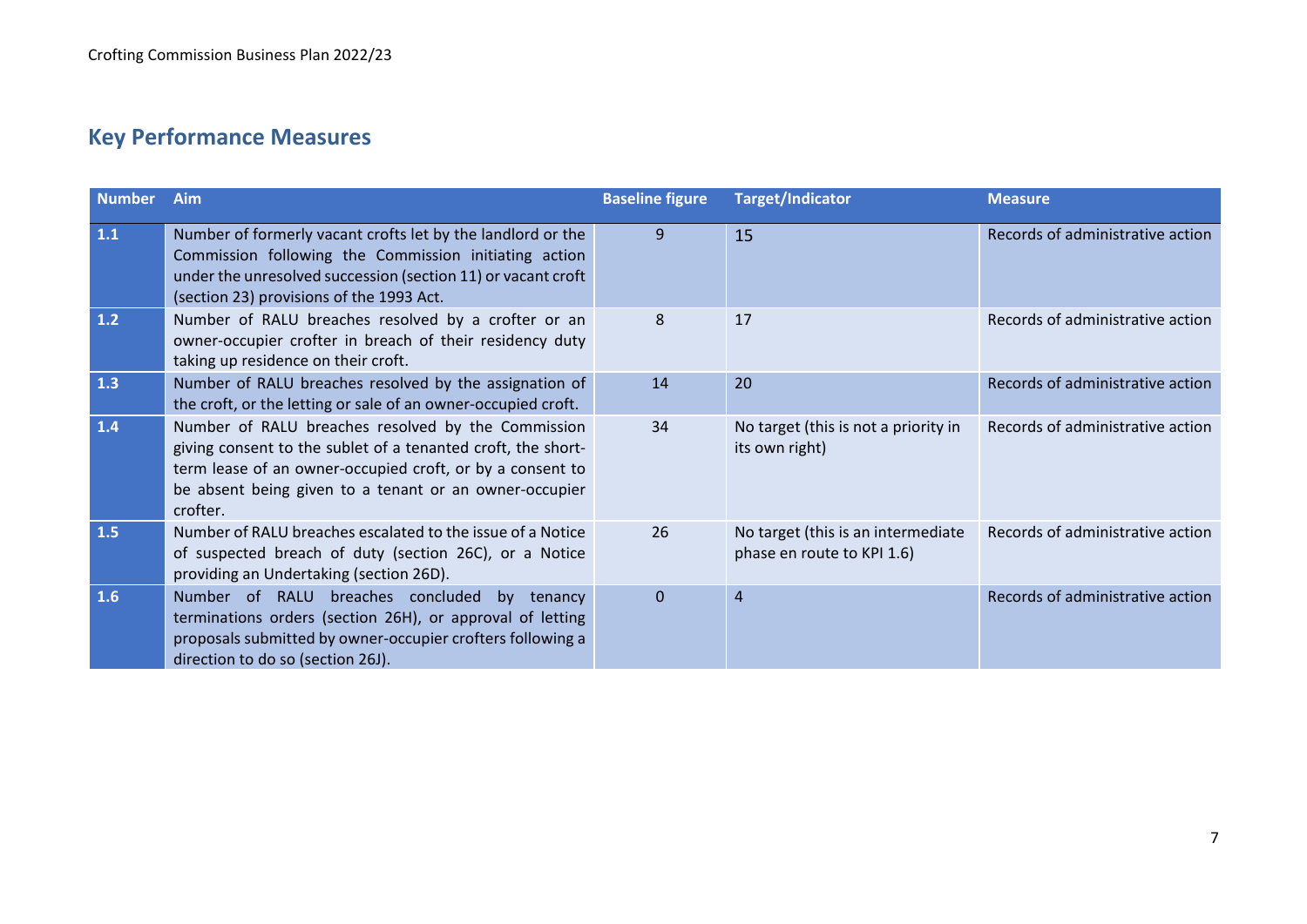## Key Performance Measures

| Number | Aim | Baseline figure | Target/Indicator | Measure |
|---|---|---|---|---|
| 1.1 | Number of formerly vacant crofts let by the landlord or the Commission following the Commission initiating action under the unresolved succession (section 11) or vacant croft (section 23) provisions of the 1993 Act. | 9 | 15 | Records of administrative action |
| 1.2 | Number of RALU breaches resolved by a crofter or an owner-occupier crofter in breach of their residency duty taking up residence on their croft. | 8 | 17 | Records of administrative action |
| 1.3 | Number of RALU breaches resolved by the assignation of the croft, or the letting or sale of an owner-occupied croft. | 14 | 20 | Records of administrative action |
| 1.4 | Number of RALU breaches resolved by the Commission giving consent to the sublet of a tenanted croft, the short-term lease of an owner-occupied croft, or by a consent to be absent being given to a tenant or an owner-occupier crofter. | 34 | No target (this is not a priority in its own right) | Records of administrative action |
| 1.5 | Number of RALU breaches escalated to the issue of a Notice of suspected breach of duty (section 26C), or a Notice providing an Undertaking (section 26D). | 26 | No target (this is an intermediate phase en route to KPI 1.6) | Records of administrative action |
| 1.6 | Number of RALU breaches concluded by tenancy terminations orders (section 26H), or approval of letting proposals submitted by owner-occupier crofters following a direction to do so (section 26J). | 0 | 4 | Records of administrative action |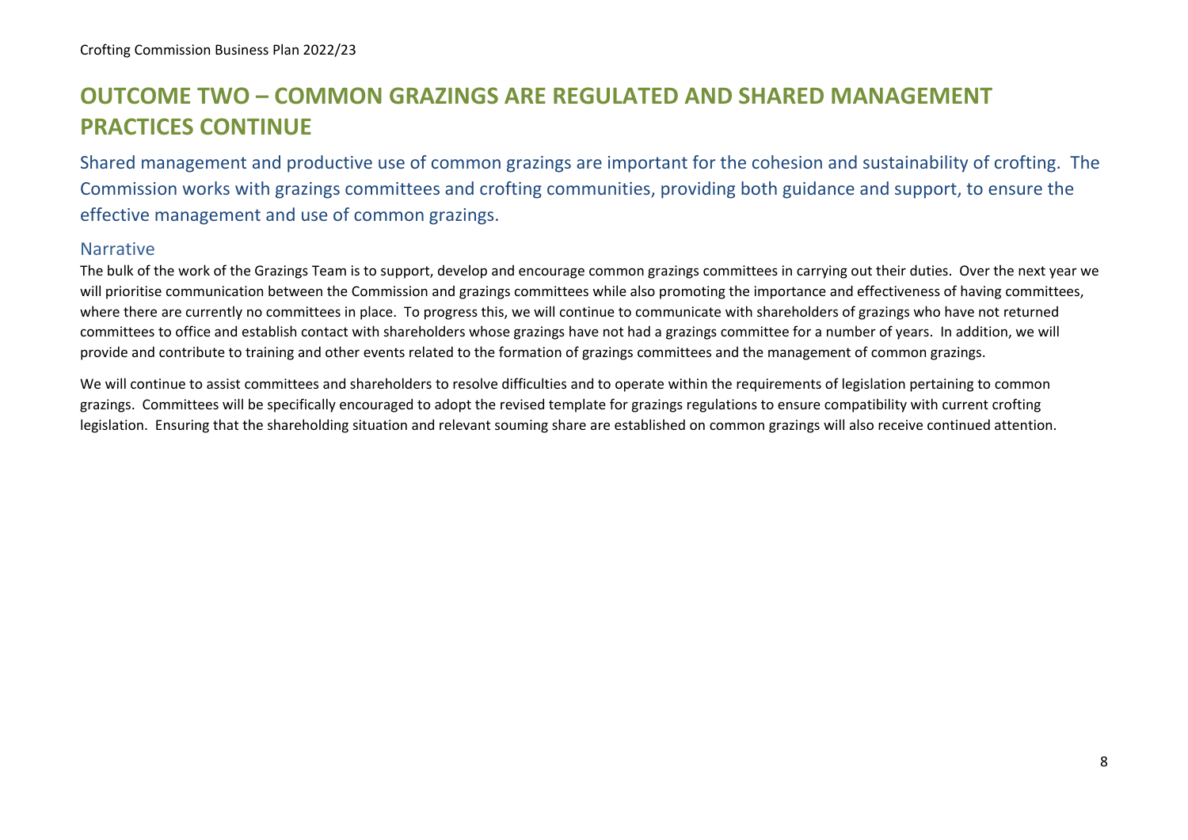# OUTCOME TWO – COMMON GRAZINGS ARE REGULATED AND SHARED MANAGEMENT PRACTICES CONTINUE

Shared management and productive use of common grazings are important for the cohesion and sustainability of crofting. The Commission works with grazings committees and crofting communities, providing both guidance and support, to ensure the effective management and use of common grazings.

## Narrative

The bulk of the work of the Grazings Team is to support, develop and encourage common grazings committees in carrying out their duties. Over the next year we will prioritise communication between the Commission and grazings committees while also promoting the importance and effectiveness of having committees, where there are currently no committees in place. To progress this, we will continue to communicate with shareholders of grazings who have not returned committees to office and establish contact with shareholders whose grazings have not had a grazings committee for a number of years. In addition, we will provide and contribute to training and other events related to the formation of grazings committees and the management of common grazings.

We will continue to assist committees and shareholders to resolve difficulties and to operate within the requirements of legislation pertaining to common grazings. Committees will be specifically encouraged to adopt the revised template for grazings regulations to ensure compatibility with current crofting legislation. Ensuring that the shareholding situation and relevant souming share are established on common grazings will also receive continued attention.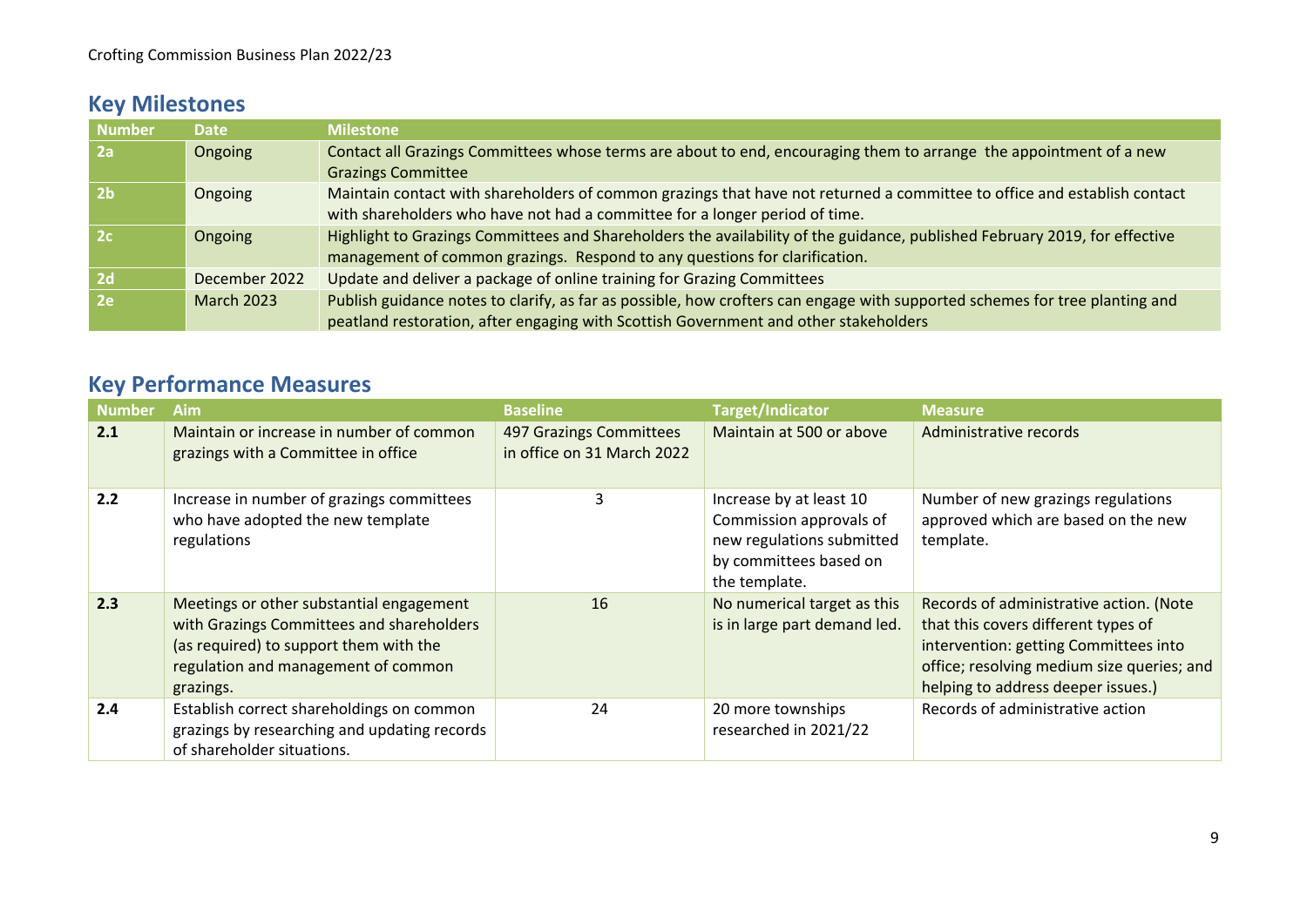## Key Milestones

| Number | Date | Milestone |
|---|---|---|
| 2a | Ongoing | Contact all Grazings Committees whose terms are about to end, encouraging them to arrange the appointment of a new Grazings Committee |
| 2b | Ongoing | Maintain contact with shareholders of common grazings that have not returned a committee to office and establish contact with shareholders who have not had a committee for a longer period of time. |
| 2c | Ongoing | Highlight to Grazings Committees and Shareholders the availability of the guidance, published February 2019, for effective management of common grazings. Respond to any questions for clarification. |
| 2d | December 2022 | Update and deliver a package of online training for Grazing Committees |
| 2e | March 2023 | Publish guidance notes to clarify, as far as possible, how crofters can engage with supported schemes for tree planting and peatland restoration, after engaging with Scottish Government and other stakeholders |

## Key Performance Measures

| Number | Aim | Baseline | Target/Indicator | Measure |
|---|---|---|---|---|
| **2.1** | Maintain or increase in number of common grazings with a Committee in office | 497 Grazings Committees in office on 31 March 2022 | Maintain at 500 or above | Administrative records |
| **2.2** | Increase in number of grazings committees who have adopted the new template regulations | 3 | Increase by at least 10 Commission approvals of new regulations submitted by committees based on the template. | Number of new grazings regulations approved which are based on the new template. |
| **2.3** | Meetings or other substantial engagement with Grazings Committees and shareholders (as required) to support them with the regulation and management of common grazings. | 16 | No numerical target as this is in large part demand led. | Records of administrative action. (Note that this covers different types of intervention: getting Committees into office; resolving medium size queries; and helping to address deeper issues.) |
| **2.4** | Establish correct shareholdings on common grazings by researching and updating records of shareholder situations. | 24 | 20 more townships researched in 2021/22 | Records of administrative action |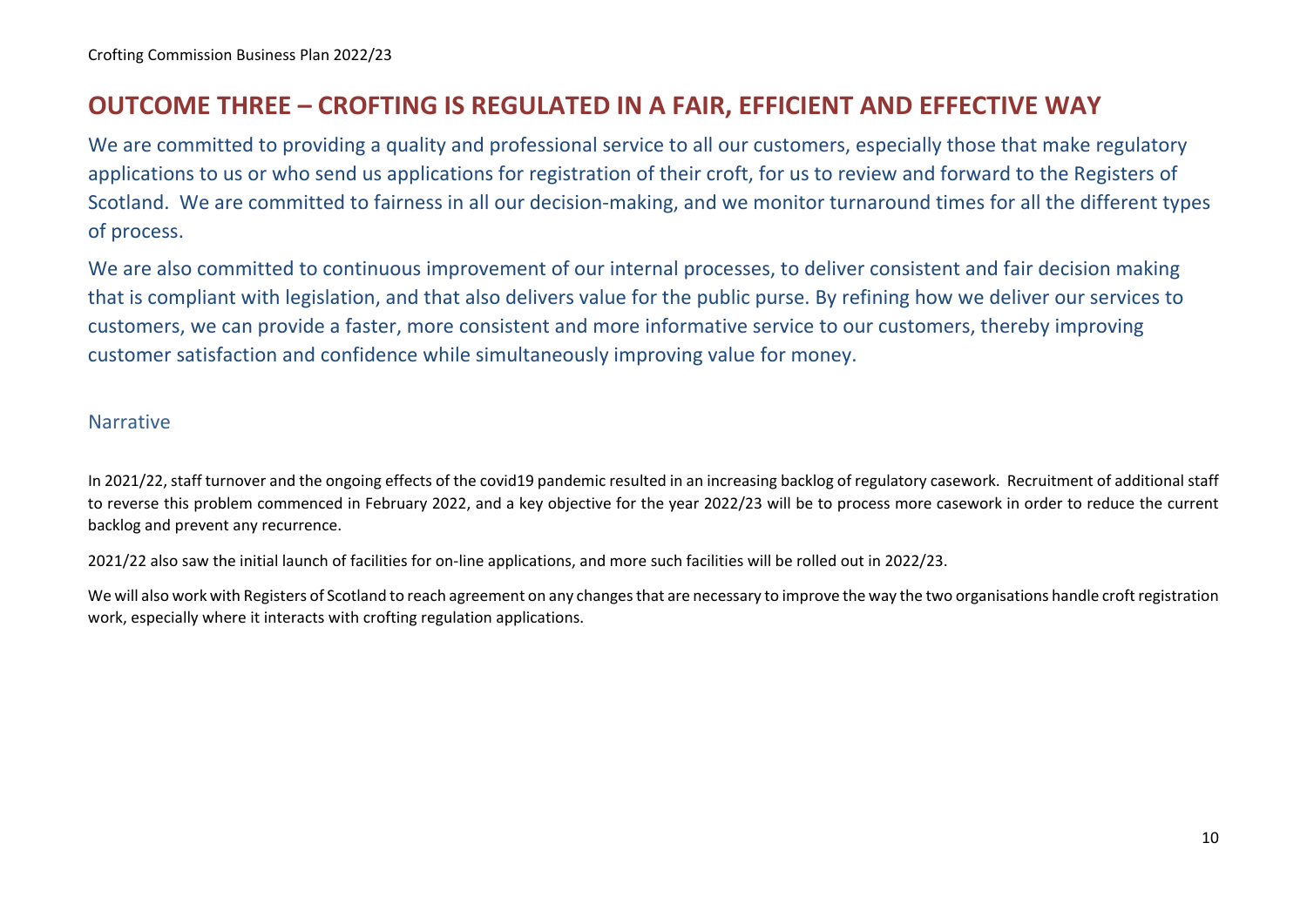# OUTCOME THREE – CROFTING IS REGULATED IN A FAIR, EFFICIENT AND EFFECTIVE WAY

We are committed to providing a quality and professional service to all our customers, especially those that make regulatory applications to us or who send us applications for registration of their croft, for us to review and forward to the Registers of Scotland. We are committed to fairness in all our decision-making, and we monitor turnaround times for all the different types of process.

We are also committed to continuous improvement of our internal processes, to deliver consistent and fair decision making that is compliant with legislation, and that also delivers value for the public purse. By refining how we deliver our services to customers, we can provide a faster, more consistent and more informative service to our customers, thereby improving customer satisfaction and confidence while simultaneously improving value for money.

## Narrative

In 2021/22, staff turnover and the ongoing effects of the covid19 pandemic resulted in an increasing backlog of regulatory casework. Recruitment of additional staff to reverse this problem commenced in February 2022, and a key objective for the year 2022/23 will be to process more casework in order to reduce the current backlog and prevent any recurrence.

2021/22 also saw the initial launch of facilities for on-line applications, and more such facilities will be rolled out in 2022/23.

We will also work with Registers of Scotland to reach agreement on any changes that are necessary to improve the way the two organisations handle croft registration work, especially where it interacts with crofting regulation applications.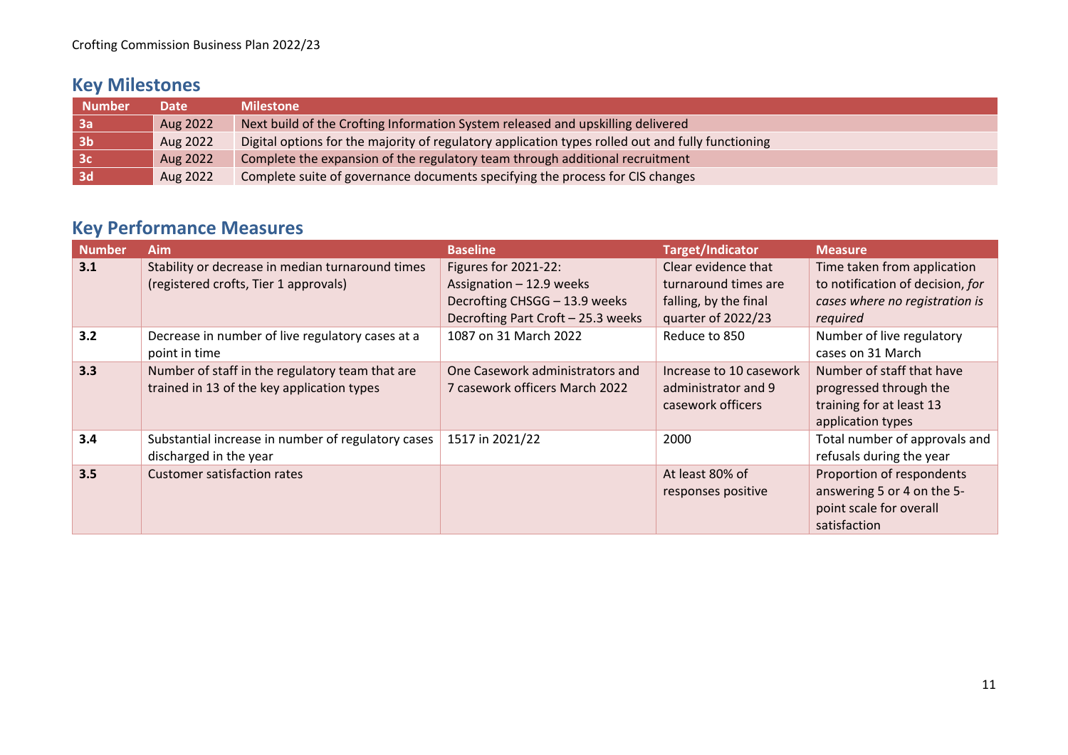## Key Milestones

| Number | Date | Milestone |
|---|---|---|
| 3a | Aug 2022 | Next build of the Crofting Information System released and upskilling delivered |
| 3b | Aug 2022 | Digital options for the majority of regulatory application types rolled out and fully functioning |
| 3c | Aug 2022 | Complete the expansion of the regulatory team through additional recruitment |
| 3d | Aug 2022 | Complete suite of governance documents specifying the process for CIS changes |

## Key Performance Measures

| Number | Aim | Baseline | Target/Indicator | Measure |
|---|---|---|---|---|
| **3.1** | Stability or decrease in median turnaround times (registered crofts, Tier 1 approvals) | Figures for 2021-22:<br>Assignation – 12.9 weeks<br>Decrofting CHSGG – 13.9 weeks<br>Decrofting Part Croft – 25.3 weeks | Clear evidence that turnaround times are falling, by the final quarter of 2022/23 | Time taken from application to notification of decision, *for cases where no registration is required* |
| **3.2** | Decrease in number of live regulatory cases at a point in time | 1087 on 31 March 2022 | Reduce to 850 | Number of live regulatory cases on 31 March |
| **3.3** | Number of staff in the regulatory team that are trained in 13 of the key application types | One Casework administrators and 7 casework officers March 2022 | Increase to 10 casework administrator and 9 casework officers | Number of staff that have progressed through the training for at least 13 application types |
| **3.4** | Substantial increase in number of regulatory cases discharged in the year | 1517 in 2021/22 | 2000 | Total number of approvals and refusals during the year |
| **3.5** | Customer satisfaction rates | | At least 80% of responses positive | Proportion of respondents answering 5 or 4 on the 5-point scale for overall satisfaction |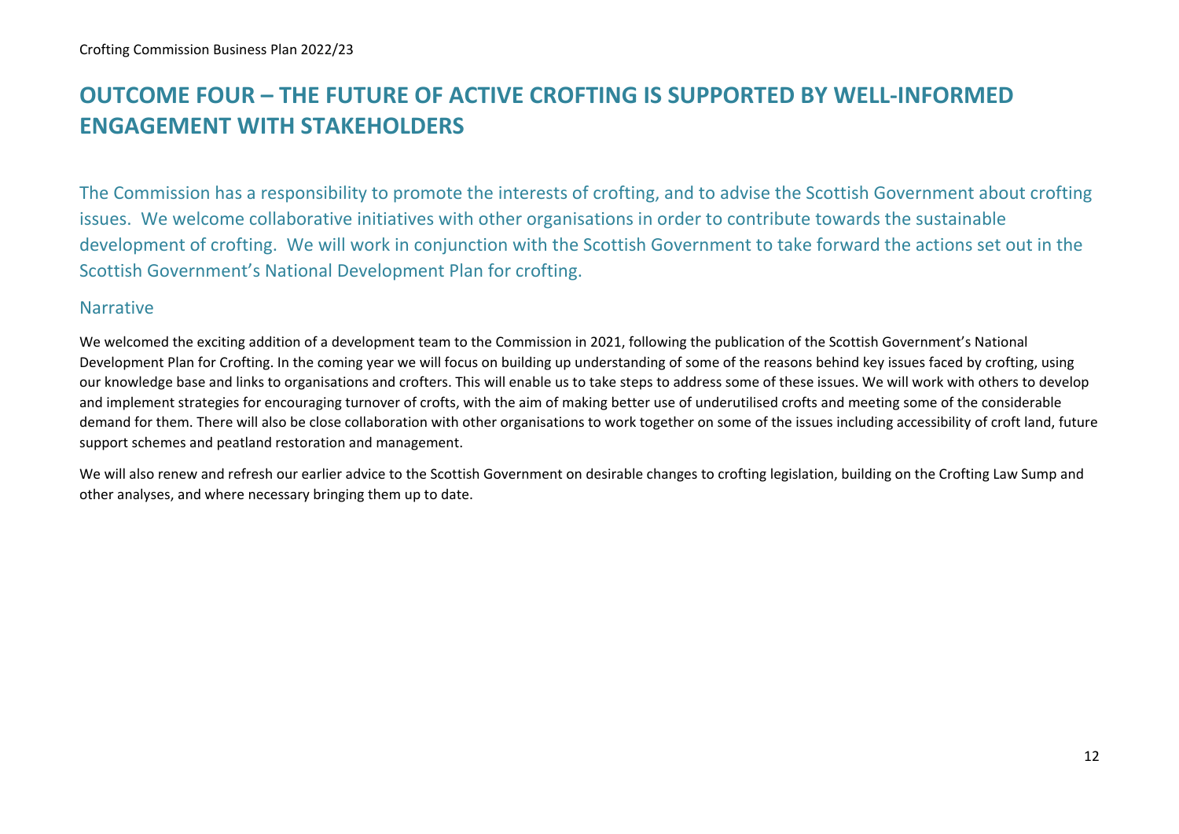# OUTCOME FOUR – THE FUTURE OF ACTIVE CROFTING IS SUPPORTED BY WELL-INFORMED ENGAGEMENT WITH STAKEHOLDERS

The Commission has a responsibility to promote the interests of crofting, and to advise the Scottish Government about crofting issues. We welcome collaborative initiatives with other organisations in order to contribute towards the sustainable development of crofting. We will work in conjunction with the Scottish Government to take forward the actions set out in the Scottish Government's National Development Plan for crofting.

## Narrative

We welcomed the exciting addition of a development team to the Commission in 2021, following the publication of the Scottish Government's National Development Plan for Crofting. In the coming year we will focus on building up understanding of some of the reasons behind key issues faced by crofting, using our knowledge base and links to organisations and crofters. This will enable us to take steps to address some of these issues. We will work with others to develop and implement strategies for encouraging turnover of crofts, with the aim of making better use of underutilised crofts and meeting some of the considerable demand for them. There will also be close collaboration with other organisations to work together on some of the issues including accessibility of croft land, future support schemes and peatland restoration and management.

We will also renew and refresh our earlier advice to the Scottish Government on desirable changes to crofting legislation, building on the Crofting Law Sump and other analyses, and where necessary bringing them up to date.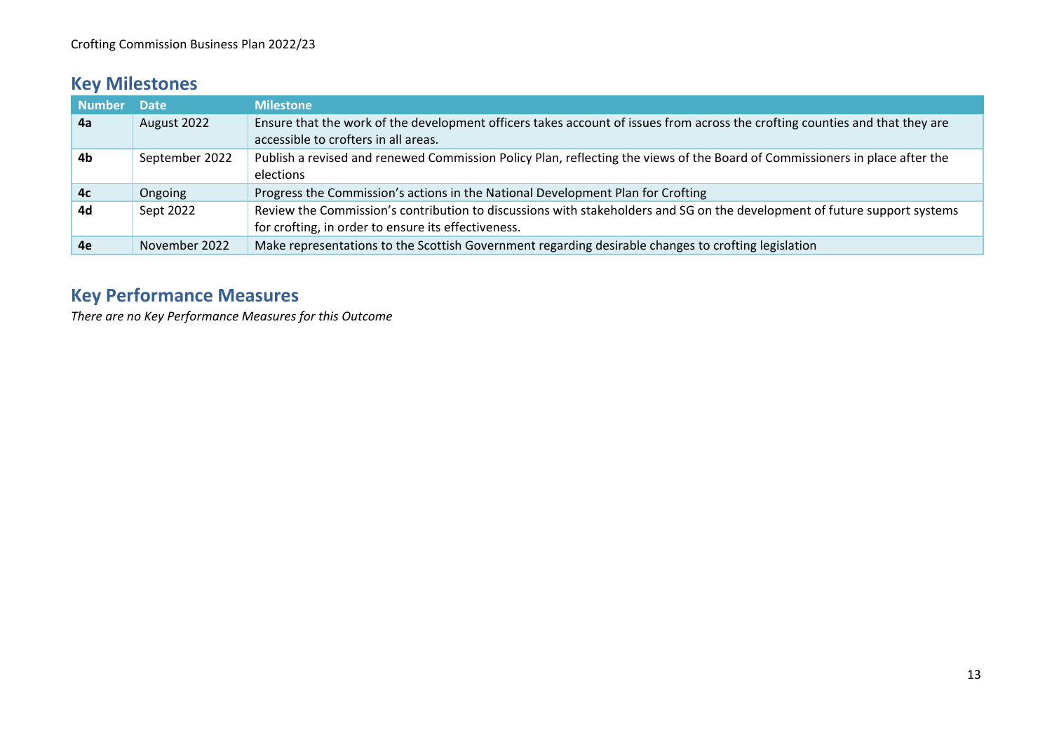## Key Milestones

| Number | Date | Milestone |
|---|---|---|
| **4a** | August 2022 | Ensure that the work of the development officers takes account of issues from across the crofting counties and that they are accessible to crofters in all areas. |
| **4b** | September 2022 | Publish a revised and renewed Commission Policy Plan, reflecting the views of the Board of Commissioners in place after the elections |
| **4c** | Ongoing | Progress the Commission's actions in the National Development Plan for Crofting |
| **4d** | Sept 2022 | Review the Commission's contribution to discussions with stakeholders and SG on the development of future support systems for crofting, in order to ensure its effectiveness. |
| **4e** | November 2022 | Make representations to the Scottish Government regarding desirable changes to crofting legislation |

## Key Performance Measures

*There are no Key Performance Measures for this Outcome*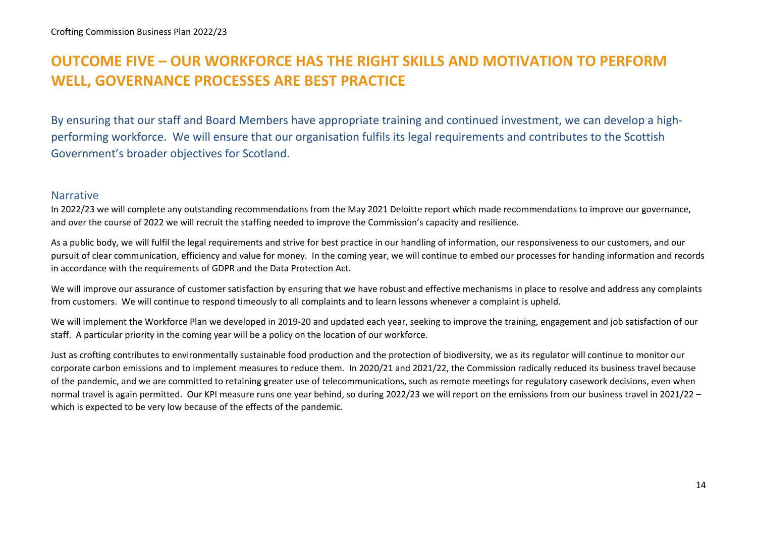# OUTCOME FIVE – OUR WORKFORCE HAS THE RIGHT SKILLS AND MOTIVATION TO PERFORM WELL, GOVERNANCE PROCESSES ARE BEST PRACTICE

By ensuring that our staff and Board Members have appropriate training and continued investment, we can develop a high-performing workforce. We will ensure that our organisation fulfils its legal requirements and contributes to the Scottish Government's broader objectives for Scotland.

## Narrative

In 2022/23 we will complete any outstanding recommendations from the May 2021 Deloitte report which made recommendations to improve our governance, and over the course of 2022 we will recruit the staffing needed to improve the Commission's capacity and resilience.

As a public body, we will fulfil the legal requirements and strive for best practice in our handling of information, our responsiveness to our customers, and our pursuit of clear communication, efficiency and value for money. In the coming year, we will continue to embed our processes for handing information and records in accordance with the requirements of GDPR and the Data Protection Act.

We will improve our assurance of customer satisfaction by ensuring that we have robust and effective mechanisms in place to resolve and address any complaints from customers. We will continue to respond timeously to all complaints and to learn lessons whenever a complaint is upheld.

We will implement the Workforce Plan we developed in 2019-20 and updated each year, seeking to improve the training, engagement and job satisfaction of our staff. A particular priority in the coming year will be a policy on the location of our workforce.

Just as crofting contributes to environmentally sustainable food production and the protection of biodiversity, we as its regulator will continue to monitor our corporate carbon emissions and to implement measures to reduce them. In 2020/21 and 2021/22, the Commission radically reduced its business travel because of the pandemic, and we are committed to retaining greater use of telecommunications, such as remote meetings for regulatory casework decisions, even when normal travel is again permitted. Our KPI measure runs one year behind, so during 2022/23 we will report on the emissions from our business travel in 2021/22 – which is expected to be very low because of the effects of the pandemic.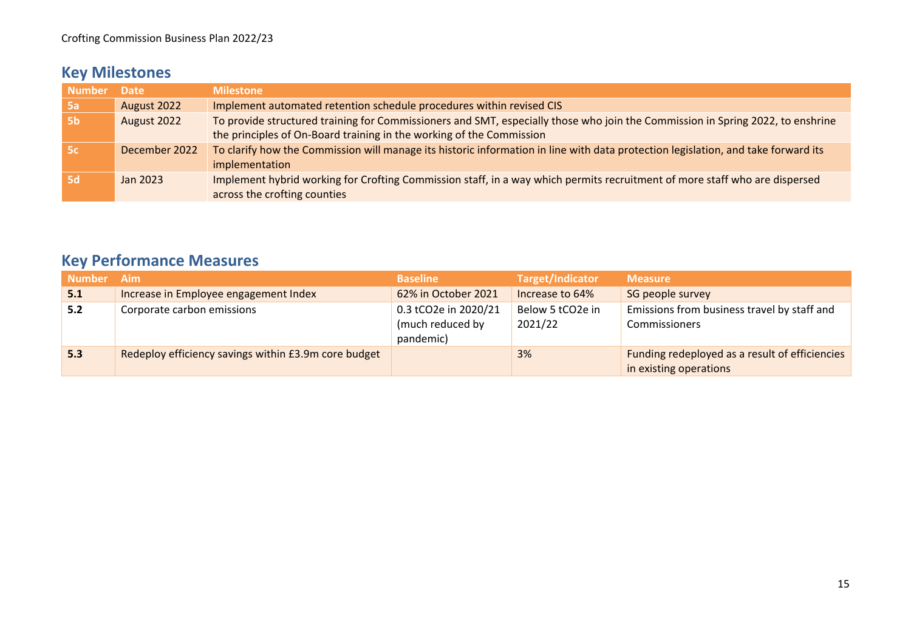## Key Milestones

| Number | Date | Milestone |
|---|---|---|
| 5a | August 2022 | Implement automated retention schedule procedures within revised CIS |
| 5b | August 2022 | To provide structured training for Commissioners and SMT, especially those who join the Commission in Spring 2022, to enshrine the principles of On-Board training in the working of the Commission |
| 5c | December 2022 | To clarify how the Commission will manage its historic information in line with data protection legislation, and take forward its implementation |
| 5d | Jan 2023 | Implement hybrid working for Crofting Commission staff, in a way which permits recruitment of more staff who are dispersed across the crofting counties |

## Key Performance Measures

| Number | Aim | Baseline | Target/Indicator | Measure |
|---|---|---|---|---|
| **5.1** | Increase in Employee engagement Index | 62% in October 2021 | Increase to 64% | SG people survey |
| **5.2** | Corporate carbon emissions | 0.3 $tCO_2e$ in 2020/21 (much reduced by pandemic) | Below 5 $tCO_2e$ in 2021/22 | Emissions from business travel by staff and Commissioners |
| **5.3** | Redeploy efficiency savings within £3.9m core budget | | 3% | Funding redeployed as a result of efficiencies in existing operations |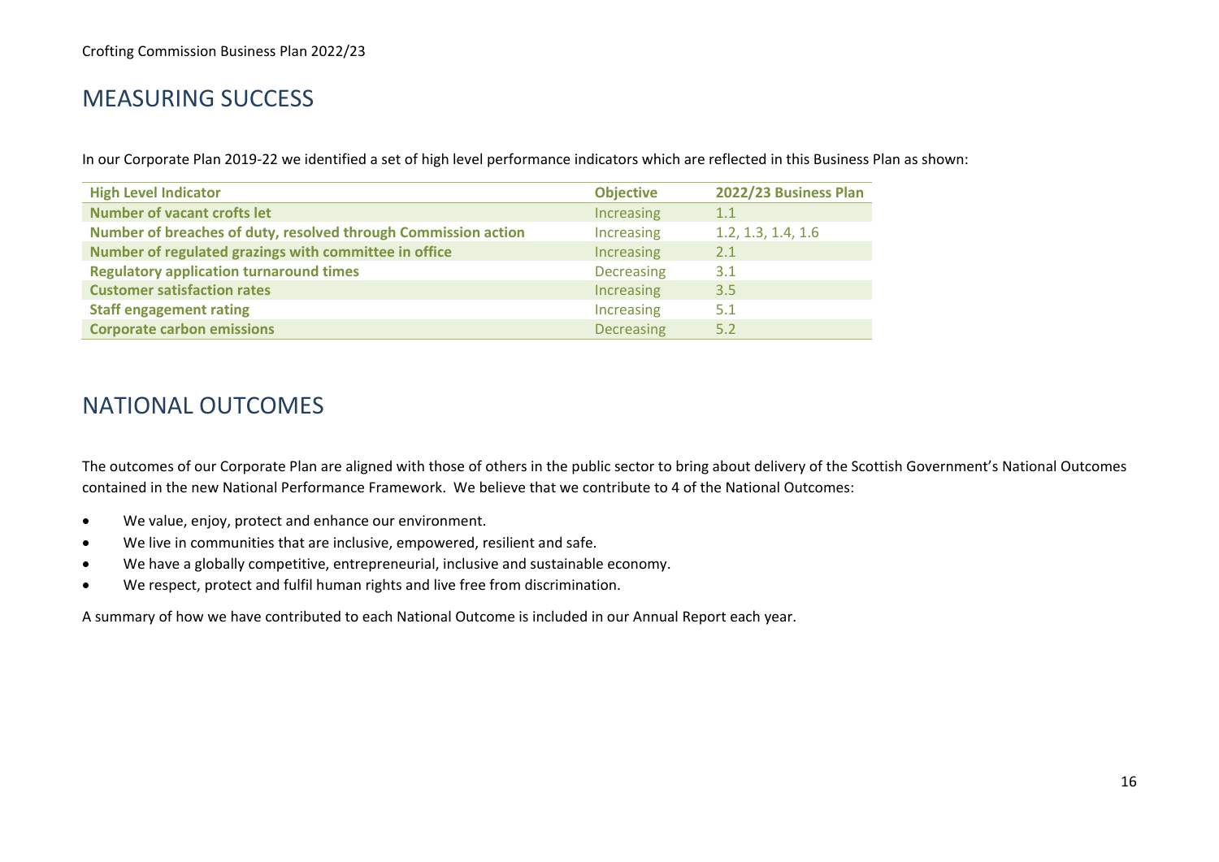## MEASURING SUCCESS

In our Corporate Plan 2019-22 we identified a set of high level performance indicators which are reflected in this Business Plan as shown:

| High Level Indicator | Objective | 2022/23 Business Plan |
|---|---|---|
| Number of vacant crofts let | Increasing | 1.1 |
| Number of breaches of duty, resolved through Commission action | Increasing | 1.2, 1.3, 1.4, 1.6 |
| Number of regulated grazings with committee in office | Increasing | 2.1 |
| Regulatory application turnaround times | Decreasing | 3.1 |
| Customer satisfaction rates | Increasing | 3.5 |
| Staff engagement rating | Increasing | 5.1 |
| Corporate carbon emissions | Decreasing | 5.2 |

## NATIONAL OUTCOMES

The outcomes of our Corporate Plan are aligned with those of others in the public sector to bring about delivery of the Scottish Government's National Outcomes contained in the new National Performance Framework. We believe that we contribute to 4 of the National Outcomes:

- We value, enjoy, protect and enhance our environment.
- We live in communities that are inclusive, empowered, resilient and safe.
- We have a globally competitive, entrepreneurial, inclusive and sustainable economy.
- We respect, protect and fulfil human rights and live free from discrimination.

A summary of how we have contributed to each National Outcome is included in our Annual Report each year.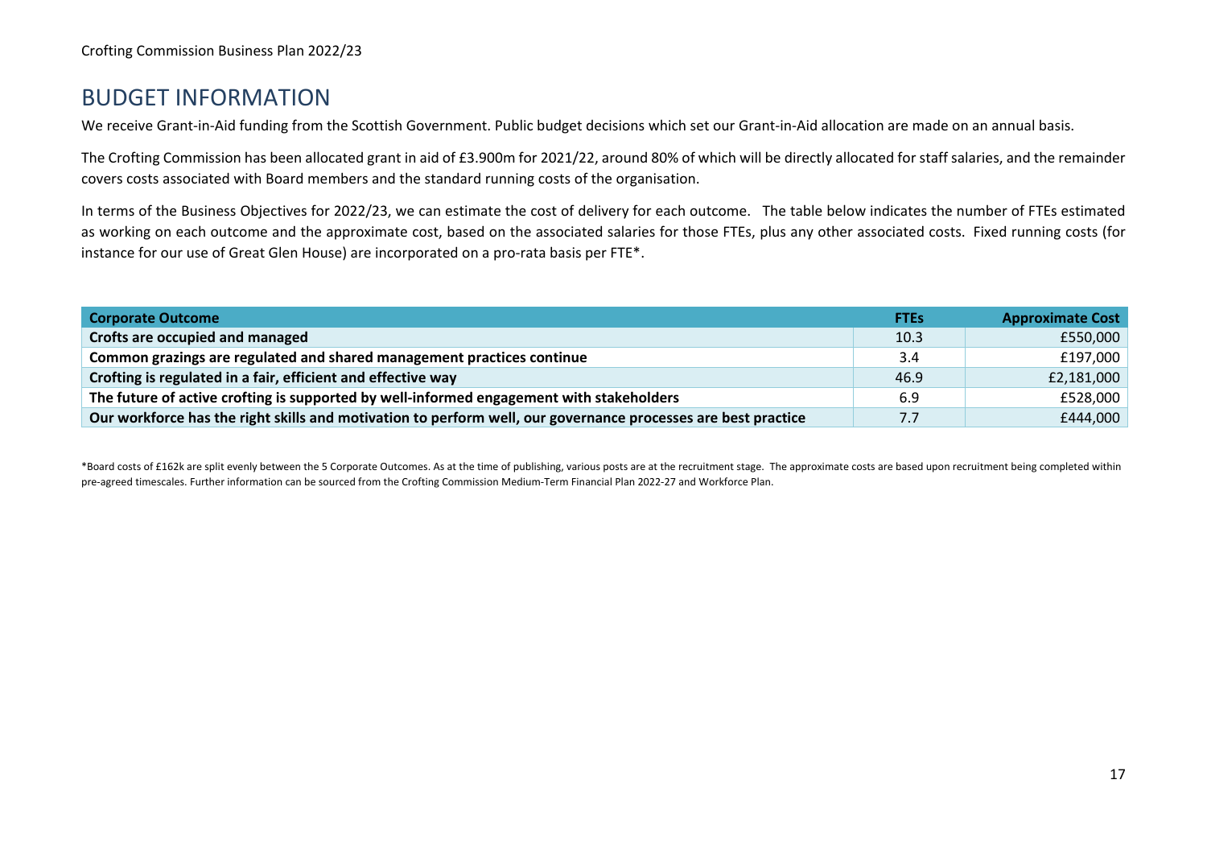# BUDGET INFORMATION

We receive Grant-in-Aid funding from the Scottish Government. Public budget decisions which set our Grant-in-Aid allocation are made on an annual basis.

The Crofting Commission has been allocated grant in aid of £3.900m for 2021/22, around 80% of which will be directly allocated for staff salaries, and the remainder covers costs associated with Board members and the standard running costs of the organisation.

In terms of the Business Objectives for 2022/23, we can estimate the cost of delivery for each outcome. The table below indicates the number of FTEs estimated as working on each outcome and the approximate cost, based on the associated salaries for those FTEs, plus any other associated costs. Fixed running costs (for instance for our use of Great Glen House) are incorporated on a pro-rata basis per FTE*.

| Corporate Outcome | FTEs | Approximate Cost |
|---|---|---|
| **Crofts are occupied and managed** | 10.3 | £550,000 |
| **Common grazings are regulated and shared management practices continue** | 3.4 | £197,000 |
| **Crofting is regulated in a fair, efficient and effective way** | 46.9 | £2,181,000 |
| **The future of active crofting is supported by well-informed engagement with stakeholders** | 6.9 | £528,000 |
| **Our workforce has the right skills and motivation to perform well, our governance processes are best practice** | 7.7 | £444,000 |

*Board costs of £162k are split evenly between the 5 Corporate Outcomes. As at the time of publishing, various posts are at the recruitment stage. The approximate costs are based upon recruitment being completed within pre-agreed timescales. Further information can be sourced from the Crofting Commission Medium-Term Financial Plan 2022-27 and Workforce Plan.